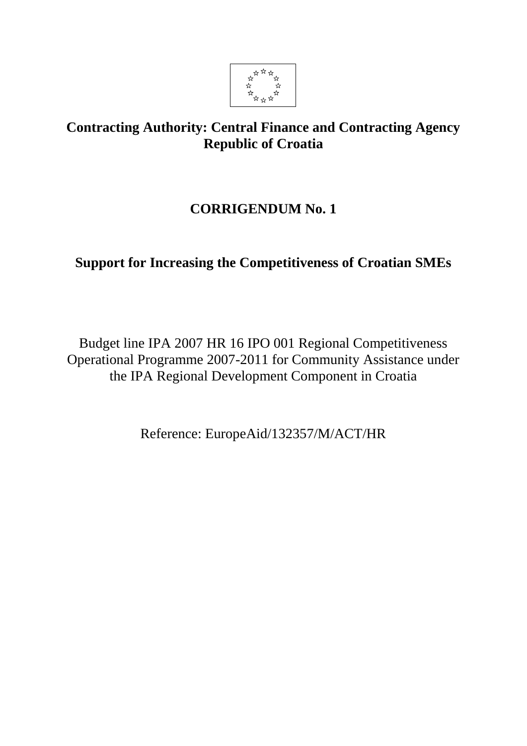**Contracting Authority: Central Finance and Contracting Agency Republic of Croatia**

# CORRIGENDUM No. 1

## Support for Increasing the Competitiveness of Croatian SMEs

Budget line IPA 2007 HR 16 IPO 001 Regional Competitiveness Operational Programme 2007-2011 for Community Assistance under the IPA Regional Development Component in Croatia

Reference: EuropeAid/132357/M/ACT/HR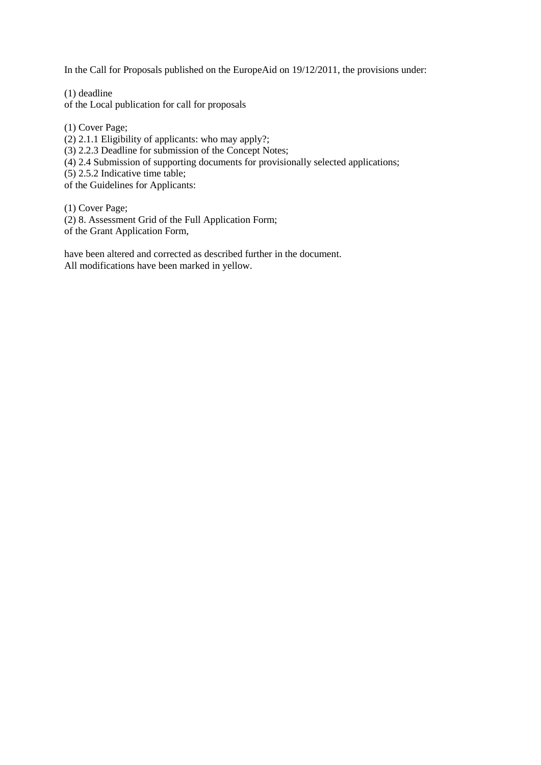In the Call for Proposals published on the EuropeAid on 19/12/2011, the provisions under:

(1) deadline
of the Local publication for call for proposals

(1) Cover Page;
(2) 2.1.1 Eligibility of applicants: who may apply?;
(3) 2.2.3 Deadline for submission of the Concept Notes;
(4) 2.4 Submission of supporting documents for provisionally selected applications;
(5) 2.5.2 Indicative time table;
of the Guidelines for Applicants:

(1) Cover Page;
(2) 8. Assessment Grid of the Full Application Form;
of the Grant Application Form,

have been altered and corrected as described further in the document.
All modifications have been marked in yellow.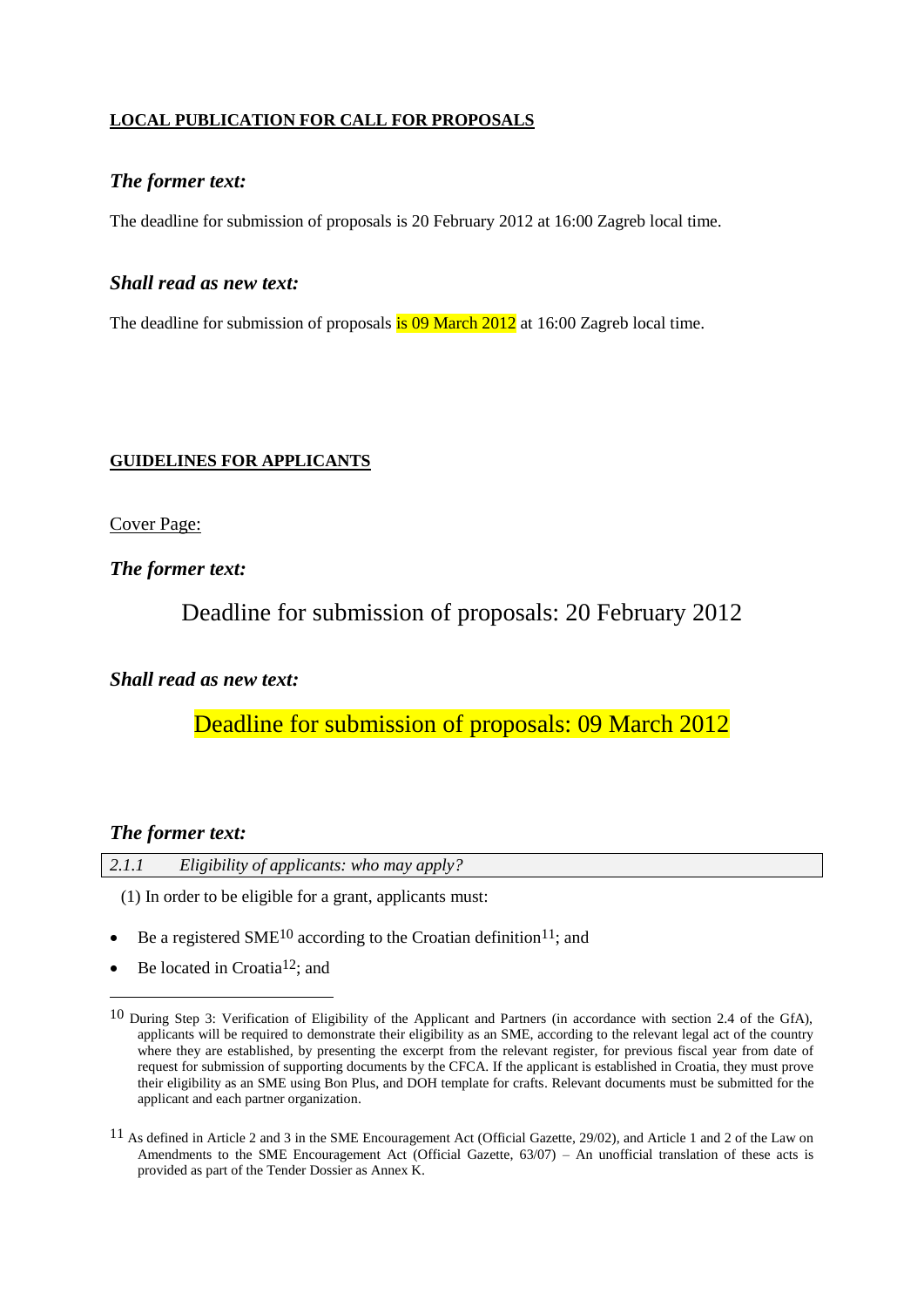**LOCAL PUBLICATION FOR CALL FOR PROPOSALS**

***The former text:***

The deadline for submission of proposals is 20 February 2012 at 16:00 Zagreb local time.

***Shall read as new text:***

The deadline for submission of proposals is 09 March 2012 at 16:00 Zagreb local time.

**GUIDELINES FOR APPLICANTS**

Cover Page:

***The former text:***

Deadline for submission of proposals: 20 February 2012

***Shall read as new text:***

Deadline for submission of proposals: 09 March 2012

***The former text:***

*2.1.1 Eligibility of applicants: who may apply?*

(1) In order to be eligible for a grant, applicants must:

- Be a registered SME[10] according to the Croatian definition[11]; and
- Be located in Croatia[12]; and

[10] During Step 3: Verification of Eligibility of the Applicant and Partners (in accordance with section 2.4 of the GfA), applicants will be required to demonstrate their eligibility as an SME, according to the relevant legal act of the country where they are established, by presenting the excerpt from the relevant register, for previous fiscal year from date of request for submission of supporting documents by the CFCA. If the applicant is established in Croatia, they must prove their eligibility as an SME using Bon Plus, and DOH template for crafts. Relevant documents must be submitted for the applicant and each partner organization.

[11] As defined in Article 2 and 3 in the SME Encouragement Act (Official Gazette, 29/02), and Article 1 and 2 of the Law on Amendments to the SME Encouragement Act (Official Gazette, 63/07) – An unofficial translation of these acts is provided as part of the Tender Dossier as Annex K.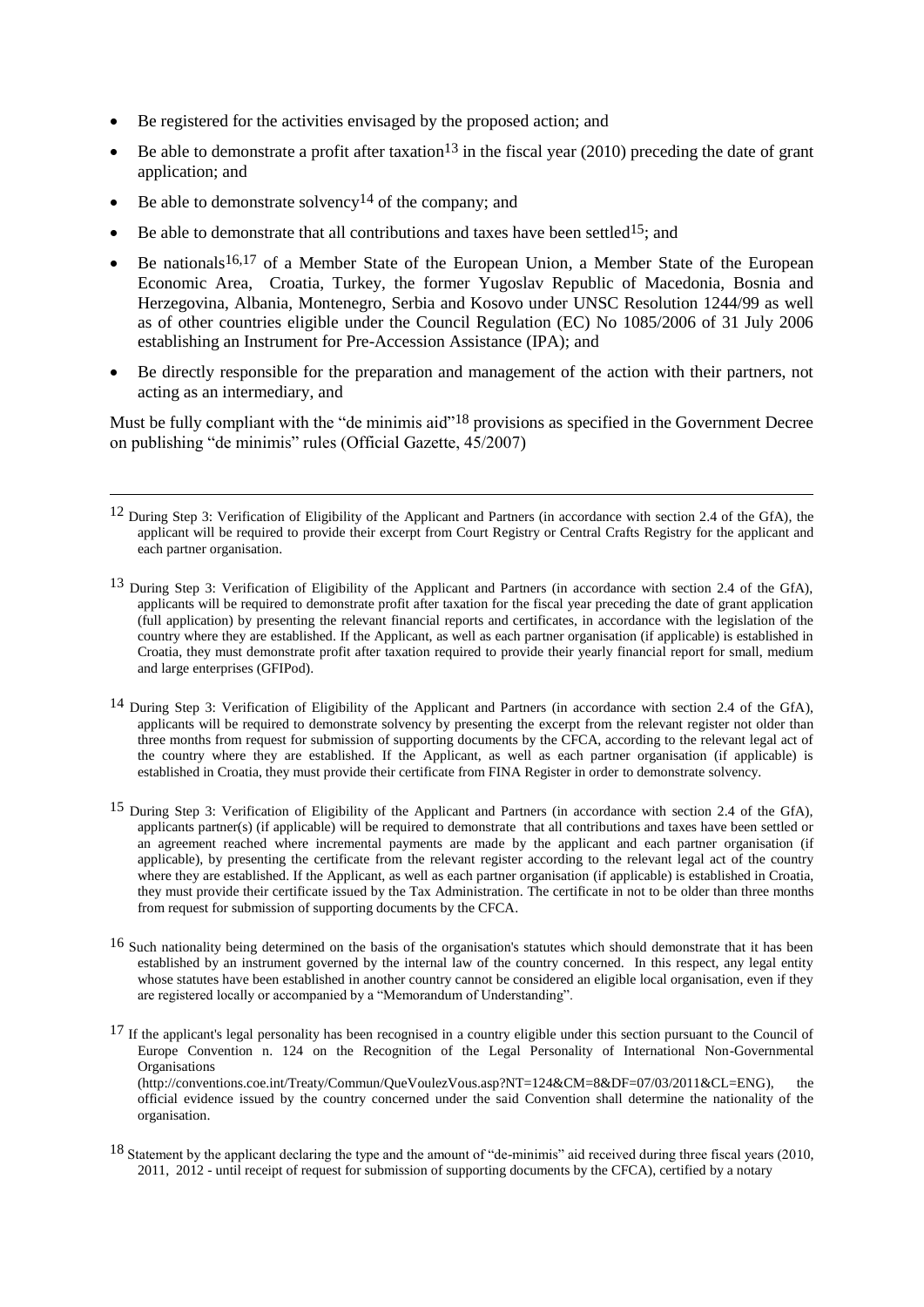- Be registered for the activities envisaged by the proposed action; and
- Be able to demonstrate a profit after taxation[13] in the fiscal year (2010) preceding the date of grant application; and
- Be able to demonstrate solvency[14] of the company; and
- Be able to demonstrate that all contributions and taxes have been settled[15]; and
- Be nationals[16,17] of a Member State of the European Union, a Member State of the European Economic Area, Croatia, Turkey, the former Yugoslav Republic of Macedonia, Bosnia and Herzegovina, Albania, Montenegro, Serbia and Kosovo under UNSC Resolution 1244/99 as well as of other countries eligible under the Council Regulation (EC) No 1085/2006 of 31 July 2006 establishing an Instrument for Pre-Accession Assistance (IPA); and
- Be directly responsible for the preparation and management of the action with their partners, not acting as an intermediary, and

Must be fully compliant with the "de minimis aid"[18] provisions as specified in the Government Decree on publishing "de minimis" rules (Official Gazette, 45/2007)

---

[12] During Step 3: Verification of Eligibility of the Applicant and Partners (in accordance with section 2.4 of the GfA), the applicant will be required to provide their excerpt from Court Registry or Central Crafts Registry for the applicant and each partner organisation.

[13] During Step 3: Verification of Eligibility of the Applicant and Partners (in accordance with section 2.4 of the GfA), applicants will be required to demonstrate profit after taxation for the fiscal year preceding the date of grant application (full application) by presenting the relevant financial reports and certificates, in accordance with the legislation of the country where they are established. If the Applicant, as well as each partner organisation (if applicable) is established in Croatia, they must demonstrate profit after taxation required to provide their yearly financial report for small, medium and large enterprises (GFIPod).

[14] During Step 3: Verification of Eligibility of the Applicant and Partners (in accordance with section 2.4 of the GfA), applicants will be required to demonstrate solvency by presenting the excerpt from the relevant register not older than three months from request for submission of supporting documents by the CFCA, according to the relevant legal act of the country where they are established. If the Applicant, as well as each partner organisation (if applicable) is established in Croatia, they must provide their certificate from FINA Register in order to demonstrate solvency.

[15] During Step 3: Verification of Eligibility of the Applicant and Partners (in accordance with section 2.4 of the GfA), applicants partner(s) (if applicable) will be required to demonstrate that all contributions and taxes have been settled or an agreement reached where incremental payments are made by the applicant and each partner organisation (if applicable), by presenting the certificate from the relevant register according to the relevant legal act of the country where they are established. If the Applicant, as well as each partner organisation (if applicable) is established in Croatia, they must provide their certificate issued by the Tax Administration. The certificate in not to be older than three months from request for submission of supporting documents by the CFCA.

[16] Such nationality being determined on the basis of the organisation's statutes which should demonstrate that it has been established by an instrument governed by the internal law of the country concerned. In this respect, any legal entity whose statutes have been established in another country cannot be considered an eligible local organisation, even if they are registered locally or accompanied by a "Memorandum of Understanding".

[17] If the applicant's legal personality has been recognised in a country eligible under this section pursuant to the Council of Europe Convention n. 124 on the Recognition of the Legal Personality of International Non-Governmental Organisations (http://conventions.coe.int/Treaty/Commun/QueVoulezVous.asp?NT=124&CM=8&DF=07/03/2011&CL=ENG), the official evidence issued by the country concerned under the said Convention shall determine the nationality of the organisation.

[18] Statement by the applicant declaring the type and the amount of "de-minimis" aid received during three fiscal years (2010, 2011, 2012 - until receipt of request for submission of supporting documents by the CFCA), certified by a notary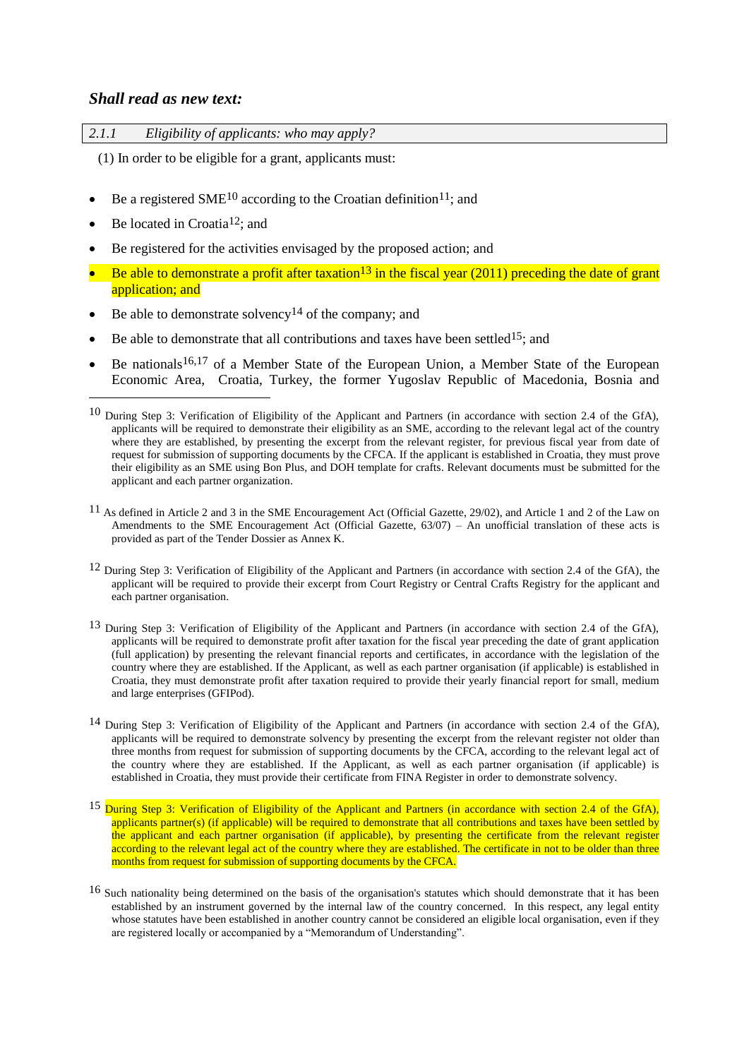***Shall read as new text:***

*2.1.1 Eligibility of applicants: who may apply?*

(1) In order to be eligible for a grant, applicants must:

- Be a registered SME[10] according to the Croatian definition[11]; and
- Be located in Croatia[12]; and
- Be registered for the activities envisaged by the proposed action; and
- Be able to demonstrate a profit after taxation[13] in the fiscal year (2011) preceding the date of grant application; and
- Be able to demonstrate solvency[14] of the company; and
- Be able to demonstrate that all contributions and taxes have been settled[15]; and
- Be nationals[16,17] of a Member State of the European Union, a Member State of the European Economic Area, Croatia, Turkey, the former Yugoslav Republic of Macedonia, Bosnia and

---

[10] During Step 3: Verification of Eligibility of the Applicant and Partners (in accordance with section 2.4 of the GfA), applicants will be required to demonstrate their eligibility as an SME, according to the relevant legal act of the country where they are established, by presenting the excerpt from the relevant register, for previous fiscal year from date of request for submission of supporting documents by the CFCA. If the applicant is established in Croatia, they must prove their eligibility as an SME using Bon Plus, and DOH template for crafts. Relevant documents must be submitted for the applicant and each partner organization.

[11] As defined in Article 2 and 3 in the SME Encouragement Act (Official Gazette, 29/02), and Article 1 and 2 of the Law on Amendments to the SME Encouragement Act (Official Gazette, 63/07) – An unofficial translation of these acts is provided as part of the Tender Dossier as Annex K.

[12] During Step 3: Verification of Eligibility of the Applicant and Partners (in accordance with section 2.4 of the GfA), the applicant will be required to provide their excerpt from Court Registry or Central Crafts Registry for the applicant and each partner organisation.

[13] During Step 3: Verification of Eligibility of the Applicant and Partners (in accordance with section 2.4 of the GfA), applicants will be required to demonstrate profit after taxation for the fiscal year preceding the date of grant application (full application) by presenting the relevant financial reports and certificates, in accordance with the legislation of the country where they are established. If the Applicant, as well as each partner organisation (if applicable) is established in Croatia, they must demonstrate profit after taxation required to provide their yearly financial report for small, medium and large enterprises (GFIPod).

[14] During Step 3: Verification of Eligibility of the Applicant and Partners (in accordance with section 2.4 of the GfA), applicants will be required to demonstrate solvency by presenting the excerpt from the relevant register not older than three months from request for submission of supporting documents by the CFCA, according to the relevant legal act of the country where they are established. If the Applicant, as well as each partner organisation (if applicable) is established in Croatia, they must provide their certificate from FINA Register in order to demonstrate solvency.

[15] During Step 3: Verification of Eligibility of the Applicant and Partners (in accordance with section 2.4 of the GfA), applicants partner(s) (if applicable) will be required to demonstrate that all contributions and taxes have been settled by the applicant and each partner organisation (if applicable), by presenting the certificate from the relevant register according to the relevant legal act of the country where they are established. The certificate in not to be older than three months from request for submission of supporting documents by the CFCA.

[16] Such nationality being determined on the basis of the organisation's statutes which should demonstrate that it has been established by an instrument governed by the internal law of the country concerned. In this respect, any legal entity whose statutes have been established in another country cannot be considered an eligible local organisation, even if they are registered locally or accompanied by a "Memorandum of Understanding".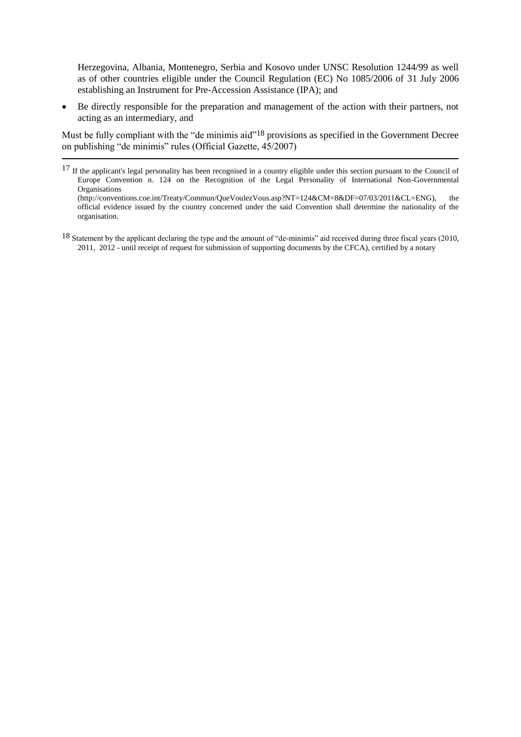Herzegovina, Albania, Montenegro, Serbia and Kosovo under UNSC Resolution 1244/99 as well as of other countries eligible under the Council Regulation (EC) No 1085/2006 of 31 July 2006 establishing an Instrument for Pre-Accession Assistance (IPA); and

- Be directly responsible for the preparation and management of the action with their partners, not acting as an intermediary, and

Must be fully compliant with the "de minimis aid"[18] provisions as specified in the Government Decree on publishing "de minimis" rules (Official Gazette, 45/2007)

---

[17] If the applicant's legal personality has been recognised in a country eligible under this section pursuant to the Council of Europe Convention n. 124 on the Recognition of the Legal Personality of International Non-Governmental Organisations (http://conventions.coe.int/Treaty/Commun/QueVoulezVous.asp?NT=124&CM=8&DF=07/03/2011&CL=ENG), the official evidence issued by the country concerned under the said Convention shall determine the nationality of the organisation.

[18] Statement by the applicant declaring the type and the amount of "de-minimis" aid received during three fiscal years (2010, 2011, 2012 - until receipt of request for submission of supporting documents by the CFCA), certified by a notary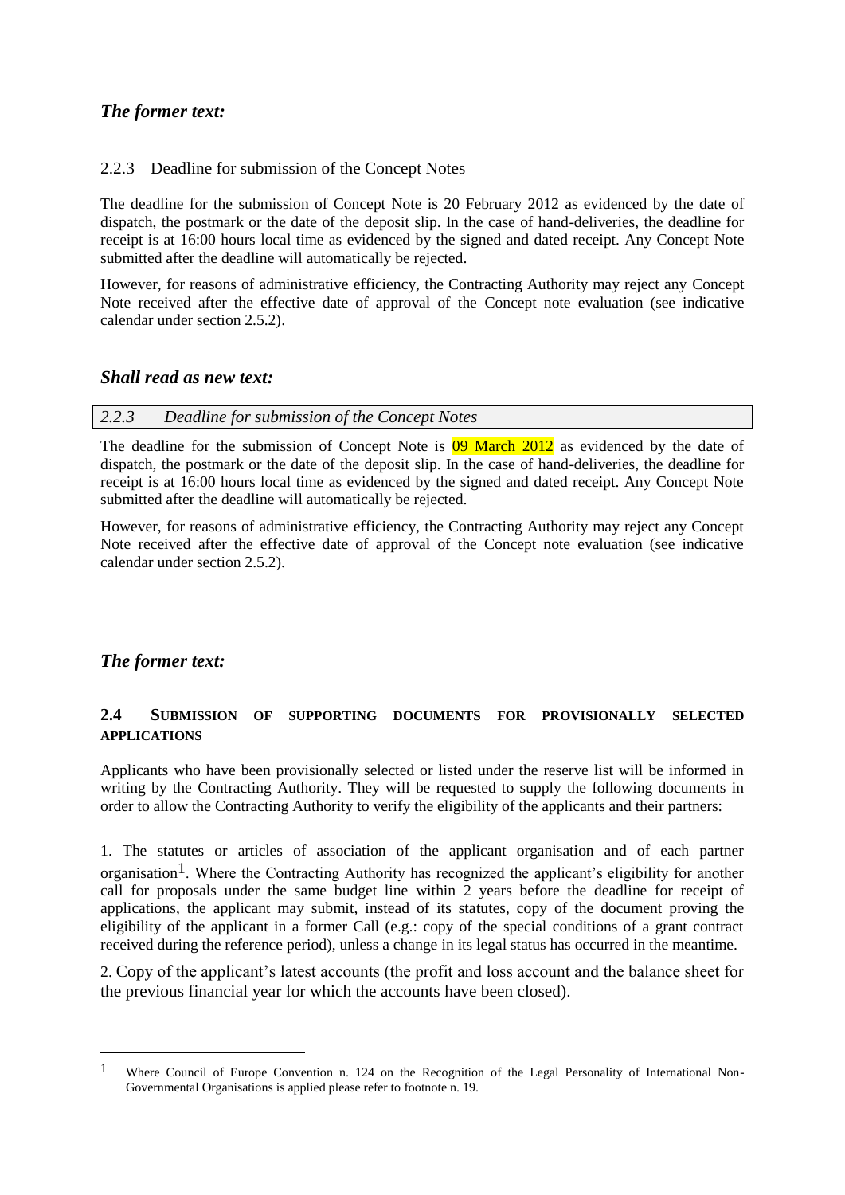## *The former text:*

2.2.3 Deadline for submission of the Concept Notes

The deadline for the submission of Concept Note is 20 February 2012 as evidenced by the date of dispatch, the postmark or the date of the deposit slip. In the case of hand-deliveries, the deadline for receipt is at 16:00 hours local time as evidenced by the signed and dated receipt. Any Concept Note submitted after the deadline will automatically be rejected.

However, for reasons of administrative efficiency, the Contracting Authority may reject any Concept Note received after the effective date of approval of the Concept note evaluation (see indicative calendar under section 2.5.2).

## *Shall read as new text:*

*2.2.3 Deadline for submission of the Concept Notes*

The deadline for the submission of Concept Note is 09 March 2012 as evidenced by the date of dispatch, the postmark or the date of the deposit slip. In the case of hand-deliveries, the deadline for receipt is at 16:00 hours local time as evidenced by the signed and dated receipt. Any Concept Note submitted after the deadline will automatically be rejected.

However, for reasons of administrative efficiency, the Contracting Authority may reject any Concept Note received after the effective date of approval of the Concept note evaluation (see indicative calendar under section 2.5.2).

## *The former text:*

### 2.4 SUBMISSION OF SUPPORTING DOCUMENTS FOR PROVISIONALLY SELECTED APPLICATIONS

Applicants who have been provisionally selected or listed under the reserve list will be informed in writing by the Contracting Authority. They will be requested to supply the following documents in order to allow the Contracting Authority to verify the eligibility of the applicants and their partners:

1. The statutes or articles of association of the applicant organisation and of each partner organisation[1]. Where the Contracting Authority has recognized the applicant's eligibility for another call for proposals under the same budget line within 2 years before the deadline for receipt of applications, the applicant may submit, instead of its statutes, copy of the document proving the eligibility of the applicant in a former Call (e.g.: copy of the special conditions of a grant contract received during the reference period), unless a change in its legal status has occurred in the meantime.

2. Copy of the applicant's latest accounts (the profit and loss account and the balance sheet for the previous financial year for which the accounts have been closed).

[1] Where Council of Europe Convention n. 124 on the Recognition of the Legal Personality of International Non-Governmental Organisations is applied please refer to footnote n. 19.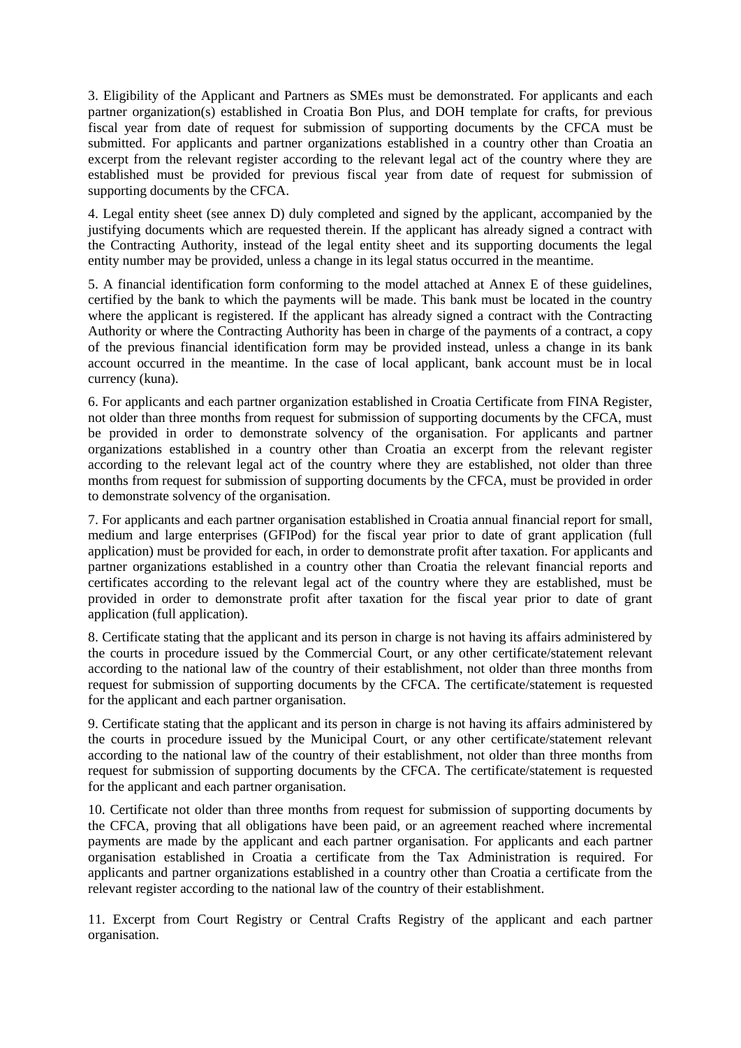3. Eligibility of the Applicant and Partners as SMEs must be demonstrated. For applicants and each partner organization(s) established in Croatia Bon Plus, and DOH template for crafts, for previous fiscal year from date of request for submission of supporting documents by the CFCA must be submitted. For applicants and partner organizations established in a country other than Croatia an excerpt from the relevant register according to the relevant legal act of the country where they are established must be provided for previous fiscal year from date of request for submission of supporting documents by the CFCA.

4. Legal entity sheet (see annex D) duly completed and signed by the applicant, accompanied by the justifying documents which are requested therein. If the applicant has already signed a contract with the Contracting Authority, instead of the legal entity sheet and its supporting documents the legal entity number may be provided, unless a change in its legal status occurred in the meantime.

5. A financial identification form conforming to the model attached at Annex E of these guidelines, certified by the bank to which the payments will be made. This bank must be located in the country where the applicant is registered. If the applicant has already signed a contract with the Contracting Authority or where the Contracting Authority has been in charge of the payments of a contract, a copy of the previous financial identification form may be provided instead, unless a change in its bank account occurred in the meantime. In the case of local applicant, bank account must be in local currency (kuna).

6. For applicants and each partner organization established in Croatia Certificate from FINA Register, not older than three months from request for submission of supporting documents by the CFCA, must be provided in order to demonstrate solvency of the organisation. For applicants and partner organizations established in a country other than Croatia an excerpt from the relevant register according to the relevant legal act of the country where they are established, not older than three months from request for submission of supporting documents by the CFCA, must be provided in order to demonstrate solvency of the organisation.

7. For applicants and each partner organisation established in Croatia annual financial report for small, medium and large enterprises (GFIPod) for the fiscal year prior to date of grant application (full application) must be provided for each, in order to demonstrate profit after taxation. For applicants and partner organizations established in a country other than Croatia the relevant financial reports and certificates according to the relevant legal act of the country where they are established, must be provided in order to demonstrate profit after taxation for the fiscal year prior to date of grant application (full application).

8. Certificate stating that the applicant and its person in charge is not having its affairs administered by the courts in procedure issued by the Commercial Court, or any other certificate/statement relevant according to the national law of the country of their establishment, not older than three months from request for submission of supporting documents by the CFCA. The certificate/statement is requested for the applicant and each partner organisation.

9. Certificate stating that the applicant and its person in charge is not having its affairs administered by the courts in procedure issued by the Municipal Court, or any other certificate/statement relevant according to the national law of the country of their establishment, not older than three months from request for submission of supporting documents by the CFCA. The certificate/statement is requested for the applicant and each partner organisation.

10. Certificate not older than three months from request for submission of supporting documents by the CFCA, proving that all obligations have been paid, or an agreement reached where incremental payments are made by the applicant and each partner organisation. For applicants and each partner organisation established in Croatia a certificate from the Tax Administration is required. For applicants and partner organizations established in a country other than Croatia a certificate from the relevant register according to the national law of the country of their establishment.

11. Excerpt from Court Registry or Central Crafts Registry of the applicant and each partner organisation.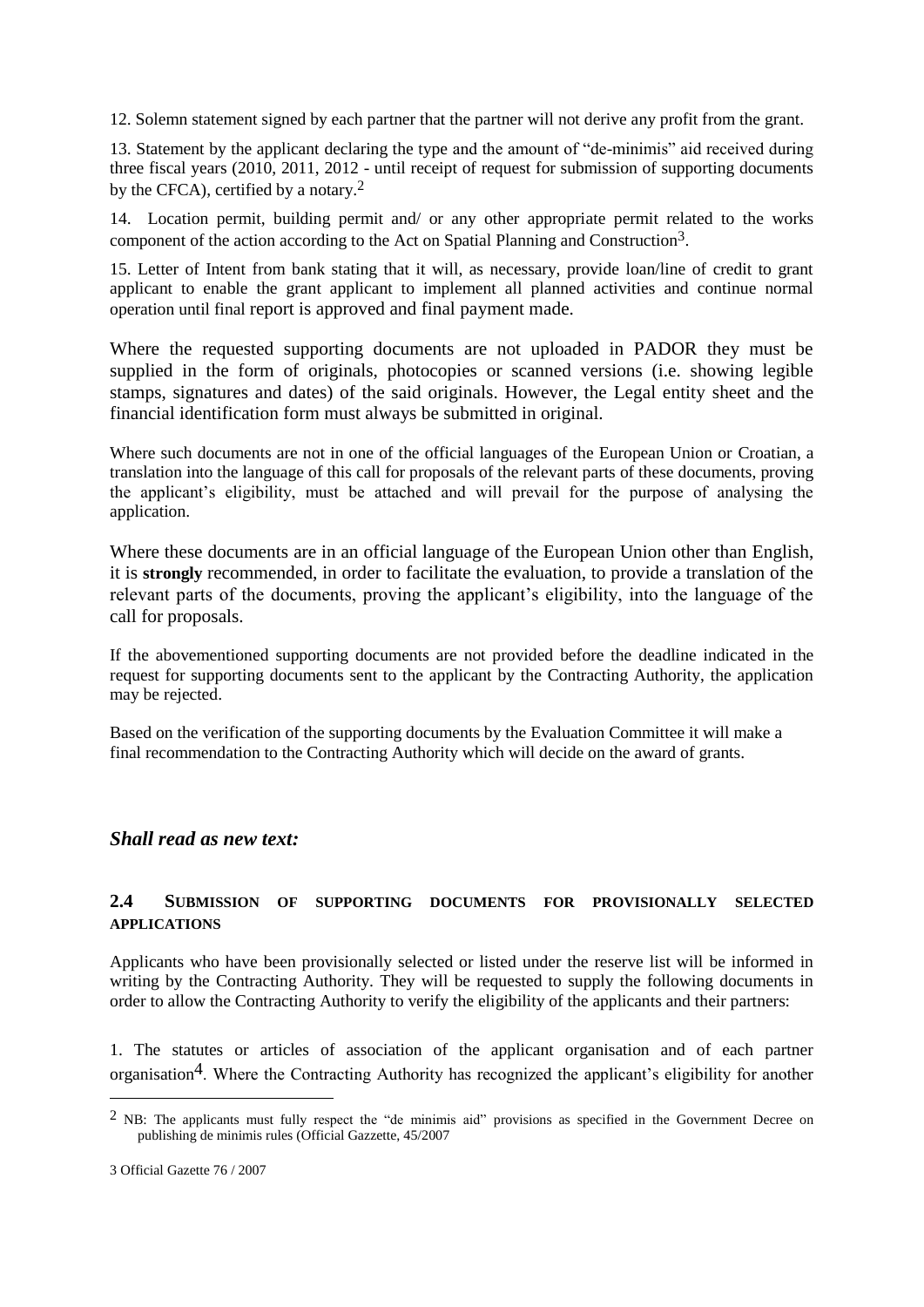12. Solemn statement signed by each partner that the partner will not derive any profit from the grant.

13. Statement by the applicant declaring the type and the amount of "de-minimis" aid received during three fiscal years (2010, 2011, 2012 - until receipt of request for submission of supporting documents by the CFCA), certified by a notary.[2]

14. Location permit, building permit and/ or any other appropriate permit related to the works component of the action according to the Act on Spatial Planning and Construction[3].

15. Letter of Intent from bank stating that it will, as necessary, provide loan/line of credit to grant applicant to enable the grant applicant to implement all planned activities and continue normal operation until final report is approved and final payment made.

Where the requested supporting documents are not uploaded in PADOR they must be supplied in the form of originals, photocopies or scanned versions (i.e. showing legible stamps, signatures and dates) of the said originals. However, the Legal entity sheet and the financial identification form must always be submitted in original.

Where such documents are not in one of the official languages of the European Union or Croatian, a translation into the language of this call for proposals of the relevant parts of these documents, proving the applicant's eligibility, must be attached and will prevail for the purpose of analysing the application.

Where these documents are in an official language of the European Union other than English, it is **strongly** recommended, in order to facilitate the evaluation, to provide a translation of the relevant parts of the documents, proving the applicant's eligibility, into the language of the call for proposals.

If the abovementioned supporting documents are not provided before the deadline indicated in the request for supporting documents sent to the applicant by the Contracting Authority, the application may be rejected.

Based on the verification of the supporting documents by the Evaluation Committee it will make a final recommendation to the Contracting Authority which will decide on the award of grants.

***Shall read as new text:***

## 2.4 SUBMISSION OF SUPPORTING DOCUMENTS FOR PROVISIONALLY SELECTED APPLICATIONS

Applicants who have been provisionally selected or listed under the reserve list will be informed in writing by the Contracting Authority. They will be requested to supply the following documents in order to allow the Contracting Authority to verify the eligibility of the applicants and their partners:

1. The statutes or articles of association of the applicant organisation and of each partner organisation[4]. Where the Contracting Authority has recognized the applicant's eligibility for another

---

[2] NB: The applicants must fully respect the "de minimis aid" provisions as specified in the Government Decree on publishing de minimis rules (Official Gazzette, 45/2007

3 Official Gazette 76 / 2007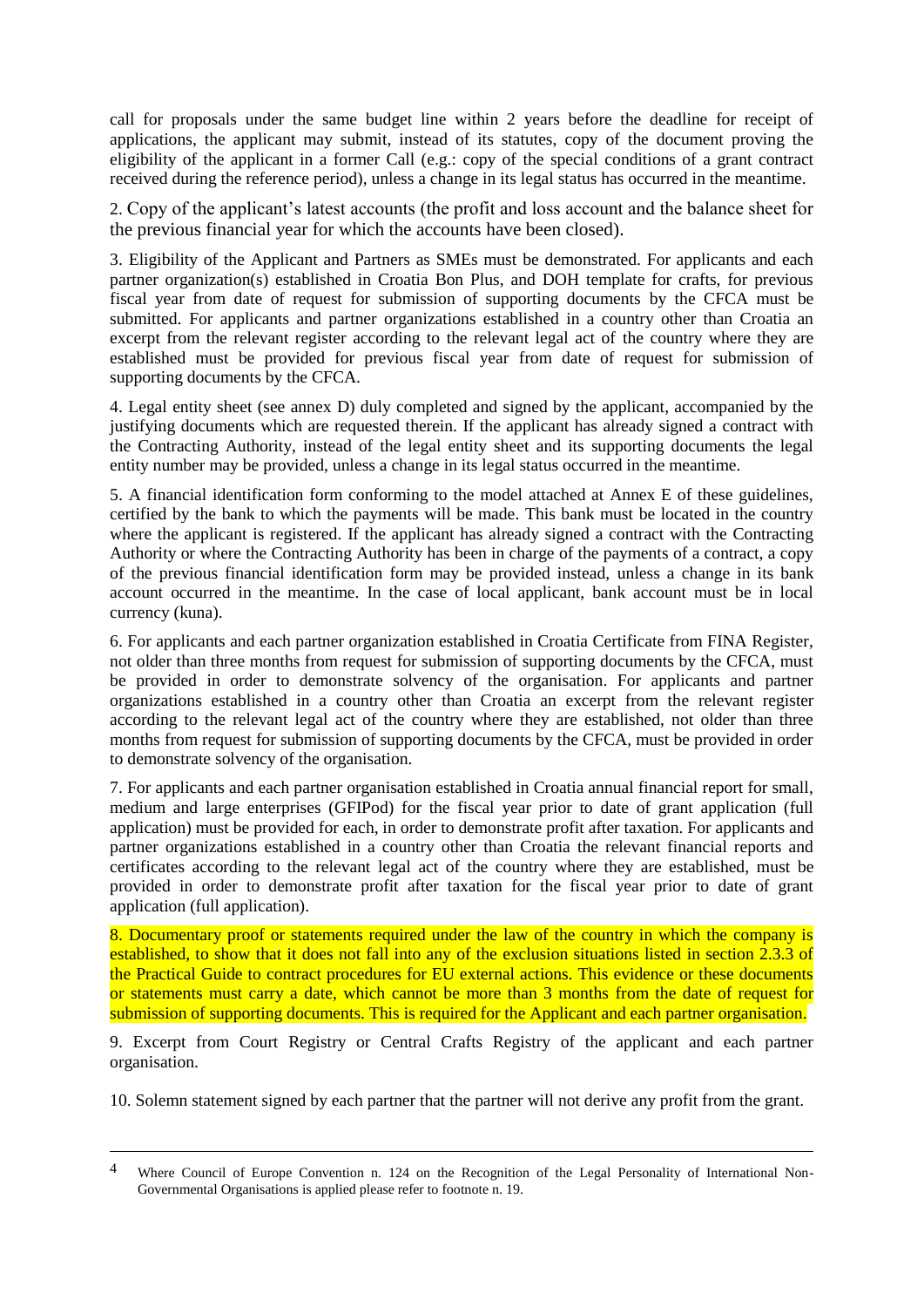call for proposals under the same budget line within 2 years before the deadline for receipt of applications, the applicant may submit, instead of its statutes, copy of the document proving the eligibility of the applicant in a former Call (e.g.: copy of the special conditions of a grant contract received during the reference period), unless a change in its legal status has occurred in the meantime.

2. Copy of the applicant's latest accounts (the profit and loss account and the balance sheet for the previous financial year for which the accounts have been closed).

3. Eligibility of the Applicant and Partners as SMEs must be demonstrated. For applicants and each partner organization(s) established in Croatia Bon Plus, and DOH template for crafts, for previous fiscal year from date of request for submission of supporting documents by the CFCA must be submitted. For applicants and partner organizations established in a country other than Croatia an excerpt from the relevant register according to the relevant legal act of the country where they are established must be provided for previous fiscal year from date of request for submission of supporting documents by the CFCA.

4. Legal entity sheet (see annex D) duly completed and signed by the applicant, accompanied by the justifying documents which are requested therein. If the applicant has already signed a contract with the Contracting Authority, instead of the legal entity sheet and its supporting documents the legal entity number may be provided, unless a change in its legal status occurred in the meantime.

5. A financial identification form conforming to the model attached at Annex E of these guidelines, certified by the bank to which the payments will be made. This bank must be located in the country where the applicant is registered. If the applicant has already signed a contract with the Contracting Authority or where the Contracting Authority has been in charge of the payments of a contract, a copy of the previous financial identification form may be provided instead, unless a change in its bank account occurred in the meantime. In the case of local applicant, bank account must be in local currency (kuna).

6. For applicants and each partner organization established in Croatia Certificate from FINA Register, not older than three months from request for submission of supporting documents by the CFCA, must be provided in order to demonstrate solvency of the organisation. For applicants and partner organizations established in a country other than Croatia an excerpt from the relevant register according to the relevant legal act of the country where they are established, not older than three months from request for submission of supporting documents by the CFCA, must be provided in order to demonstrate solvency of the organisation.

7. For applicants and each partner organisation established in Croatia annual financial report for small, medium and large enterprises (GFIPod) for the fiscal year prior to date of grant application (full application) must be provided for each, in order to demonstrate profit after taxation. For applicants and partner organizations established in a country other than Croatia the relevant financial reports and certificates according to the relevant legal act of the country where they are established, must be provided in order to demonstrate profit after taxation for the fiscal year prior to date of grant application (full application).

8. Documentary proof or statements required under the law of the country in which the company is established, to show that it does not fall into any of the exclusion situations listed in section 2.3.3 of the Practical Guide to contract procedures for EU external actions. This evidence or these documents or statements must carry a date, which cannot be more than 3 months from the date of request for submission of supporting documents. This is required for the Applicant and each partner organisation.

9. Excerpt from Court Registry or Central Crafts Registry of the applicant and each partner organisation.

10. Solemn statement signed by each partner that the partner will not derive any profit from the grant.

---

[4] Where Council of Europe Convention n. 124 on the Recognition of the Legal Personality of International Non-Governmental Organisations is applied please refer to footnote n. 19.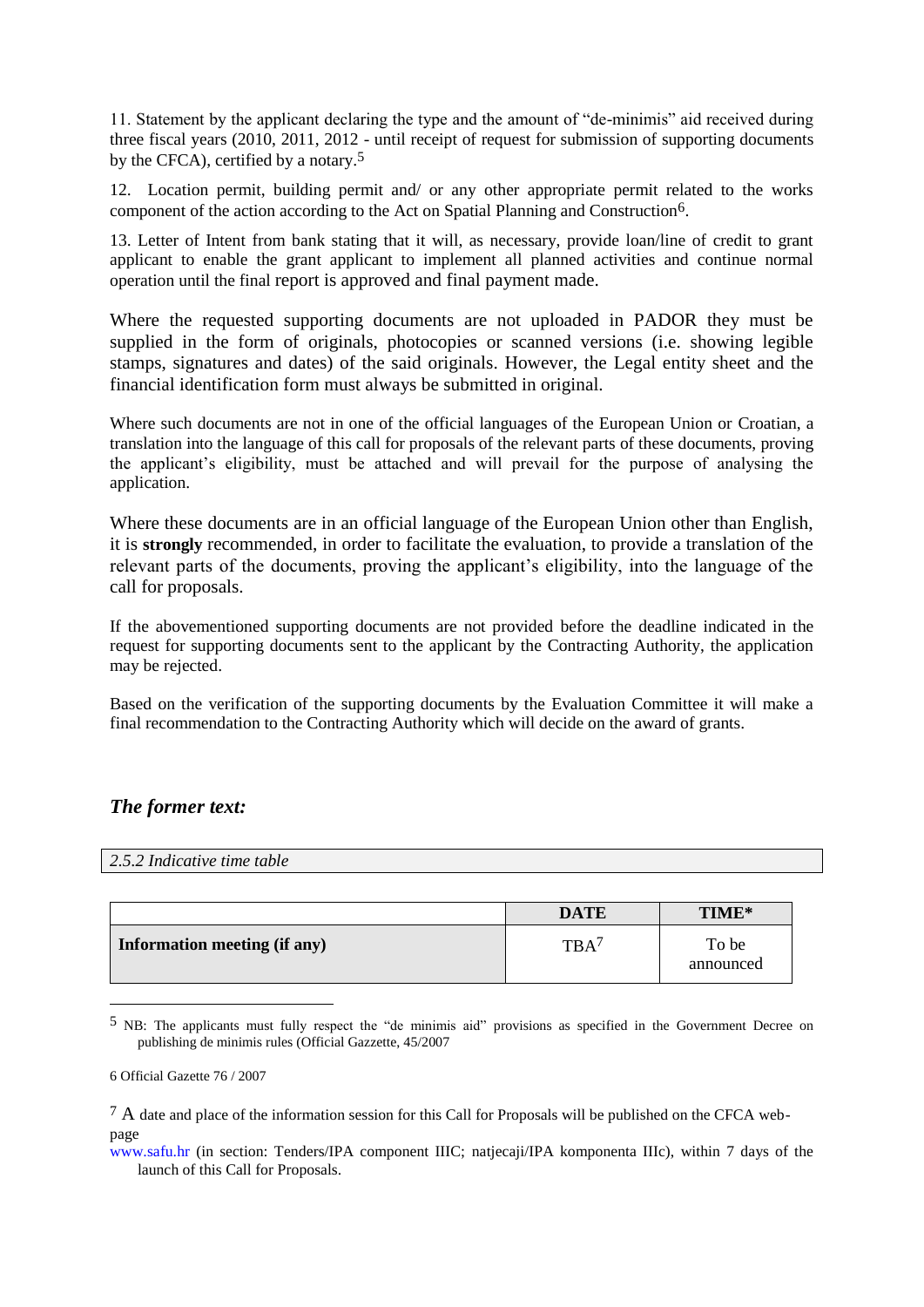11. Statement by the applicant declaring the type and the amount of "de-minimis" aid received during three fiscal years (2010, 2011, 2012 - until receipt of request for submission of supporting documents by the CFCA), certified by a notary.[5]

12. Location permit, building permit and/ or any other appropriate permit related to the works component of the action according to the Act on Spatial Planning and Construction[6].

13. Letter of Intent from bank stating that it will, as necessary, provide loan/line of credit to grant applicant to enable the grant applicant to implement all planned activities and continue normal operation until the final report is approved and final payment made.

Where the requested supporting documents are not uploaded in PADOR they must be supplied in the form of originals, photocopies or scanned versions (i.e. showing legible stamps, signatures and dates) of the said originals. However, the Legal entity sheet and the financial identification form must always be submitted in original.

Where such documents are not in one of the official languages of the European Union or Croatian, a translation into the language of this call for proposals of the relevant parts of these documents, proving the applicant's eligibility, must be attached and will prevail for the purpose of analysing the application.

Where these documents are in an official language of the European Union other than English, it is **strongly** recommended, in order to facilitate the evaluation, to provide a translation of the relevant parts of the documents, proving the applicant's eligibility, into the language of the call for proposals.

If the abovementioned supporting documents are not provided before the deadline indicated in the request for supporting documents sent to the applicant by the Contracting Authority, the application may be rejected.

Based on the verification of the supporting documents by the Evaluation Committee it will make a final recommendation to the Contracting Authority which will decide on the award of grants.

### *The former text:*

*2.5.2 Indicative time table*

| | DATE | TIME* |
|---|---|---|
| **Information meeting (if any)** | TBA[7] | To be announced |

[5] NB: The applicants must fully respect the "de minimis aid" provisions as specified in the Government Decree on publishing de minimis rules (Official Gazzette, 45/2007

[6] Official Gazette 76 / 2007

[7] A date and place of the information session for this Call for Proposals will be published on the CFCA web-page www.safu.hr (in section: Tenders/IPA component IIIC; natjecaji/IPA komponenta IIIc), within 7 days of the launch of this Call for Proposals.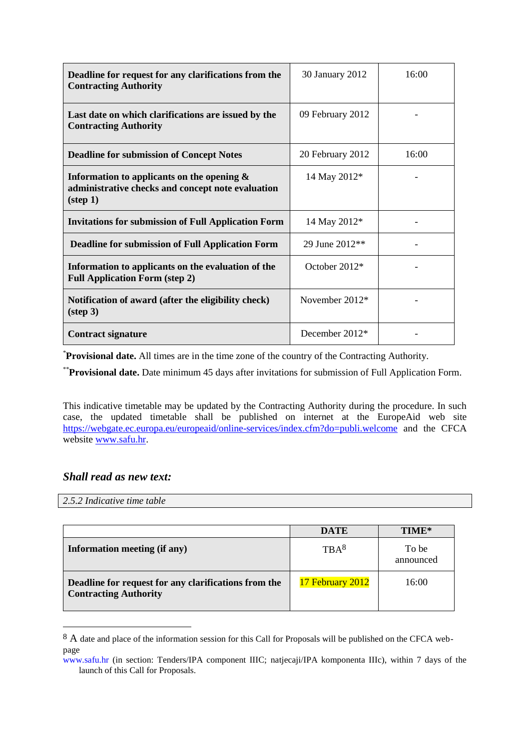| | | |
|---|---|---|
| **Deadline for request for any clarifications from the Contracting Authority** | 30 January 2012 | 16:00 |
| **Last date on which clarifications are issued by the Contracting Authority** | 09 February 2012 | - |
| **Deadline for submission of Concept Notes** | 20 February 2012 | 16:00 |
| **Information to applicants on the opening & administrative checks and concept note evaluation (step 1)** | 14 May 2012* | - |
| **Invitations for submission of Full Application Form** | 14 May 2012* | - |
| **Deadline for submission of Full Application Form** | 29 June 2012** | - |
| **Information to applicants on the evaluation of the Full Application Form (step 2)** | October 2012* | - |
| **Notification of award (after the eligibility check) (step 3)** | November 2012* | - |
| **Contract signature** | December 2012* | - |

*__Provisional date.__ All times are in the time zone of the country of the Contracting Authority.

**__Provisional date.__ Date minimum 45 days after invitations for submission of Full Application Form.

This indicative timetable may be updated by the Contracting Authority during the procedure. In such case, the updated timetable shall be published on internet at the EuropeAid web site https://webgate.ec.europa.eu/europeaid/online-services/index.cfm?do=publi.welcome and the CFCA website www.safu.hr.

***Shall read as new text:***

*2.5.2 Indicative time table*

| | DATE | TIME* |
|---|---|---|
| **Information meeting (if any)** | TBA[8] | To be announced |
| **Deadline for request for any clarifications from the Contracting Authority** | 17 February 2012 | 16:00 |

[8] A date and place of the information session for this Call for Proposals will be published on the CFCA web-page www.safu.hr (in section: Tenders/IPA component IIIC; natjecaji/IPA komponenta IIIc), within 7 days of the launch of this Call for Proposals.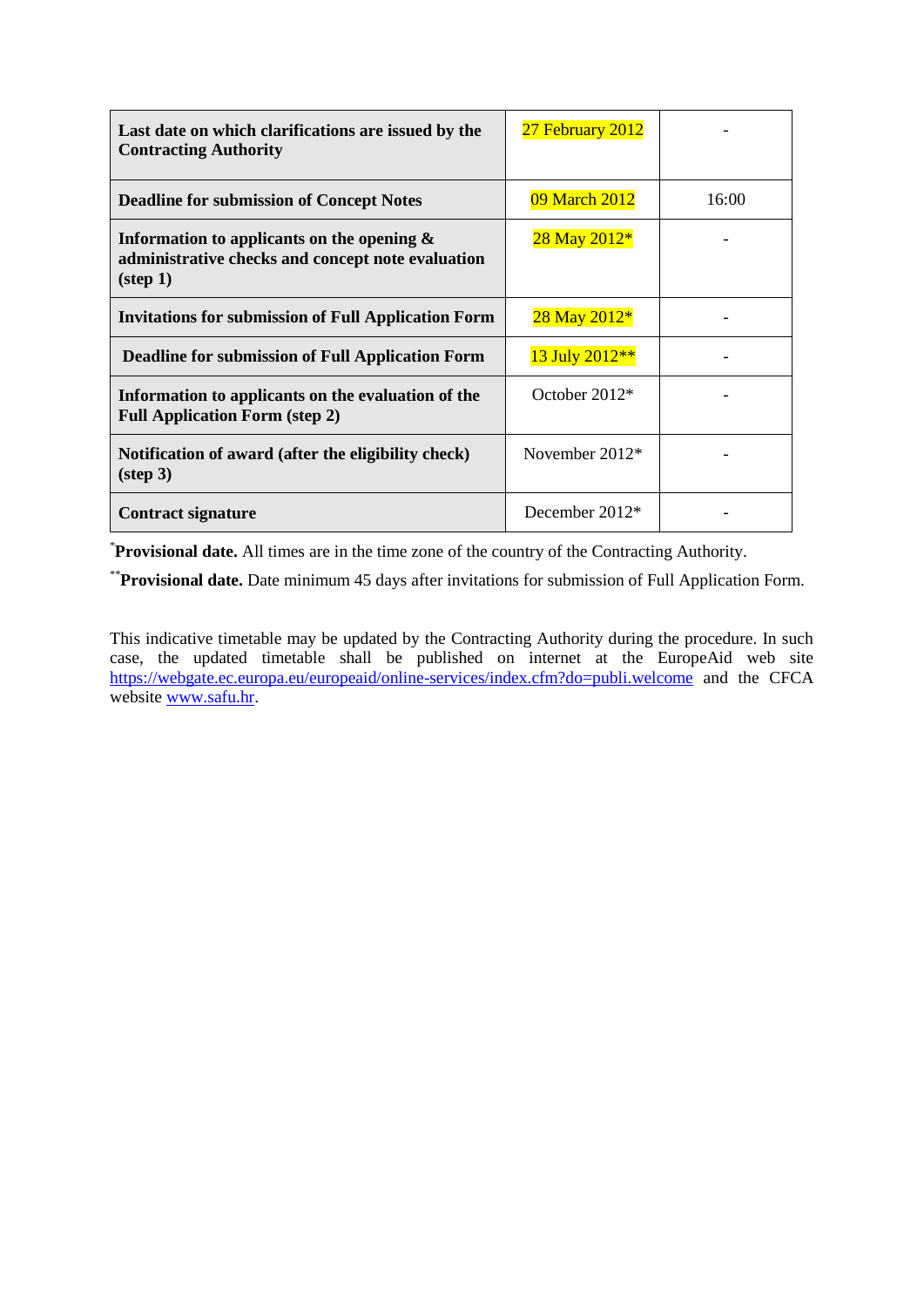| | | |
|---|---|---|
| **Last date on which clarifications are issued by the Contracting Authority** | 27 February 2012 | - |
| **Deadline for submission of Concept Notes** | 09 March 2012 | 16:00 |
| **Information to applicants on the opening & administrative checks and concept note evaluation (step 1)** | 28 May 2012* | - |
| **Invitations for submission of Full Application Form** | 28 May 2012* | - |
| **Deadline for submission of Full Application Form** | 13 July 2012** | - |
| **Information to applicants on the evaluation of the Full Application Form (step 2)** | October 2012* | - |
| **Notification of award (after the eligibility check) (step 3)** | November 2012* | - |
| **Contract signature** | December 2012* | - |

*__Provisional date.__ All times are in the time zone of the country of the Contracting Authority.

**__Provisional date.__ Date minimum 45 days after invitations for submission of Full Application Form.

This indicative timetable may be updated by the Contracting Authority during the procedure. In such case, the updated timetable shall be published on internet at the EuropeAid web site https://webgate.ec.europa.eu/europeaid/online-services/index.cfm?do=publi.welcome and the CFCA website www.safu.hr.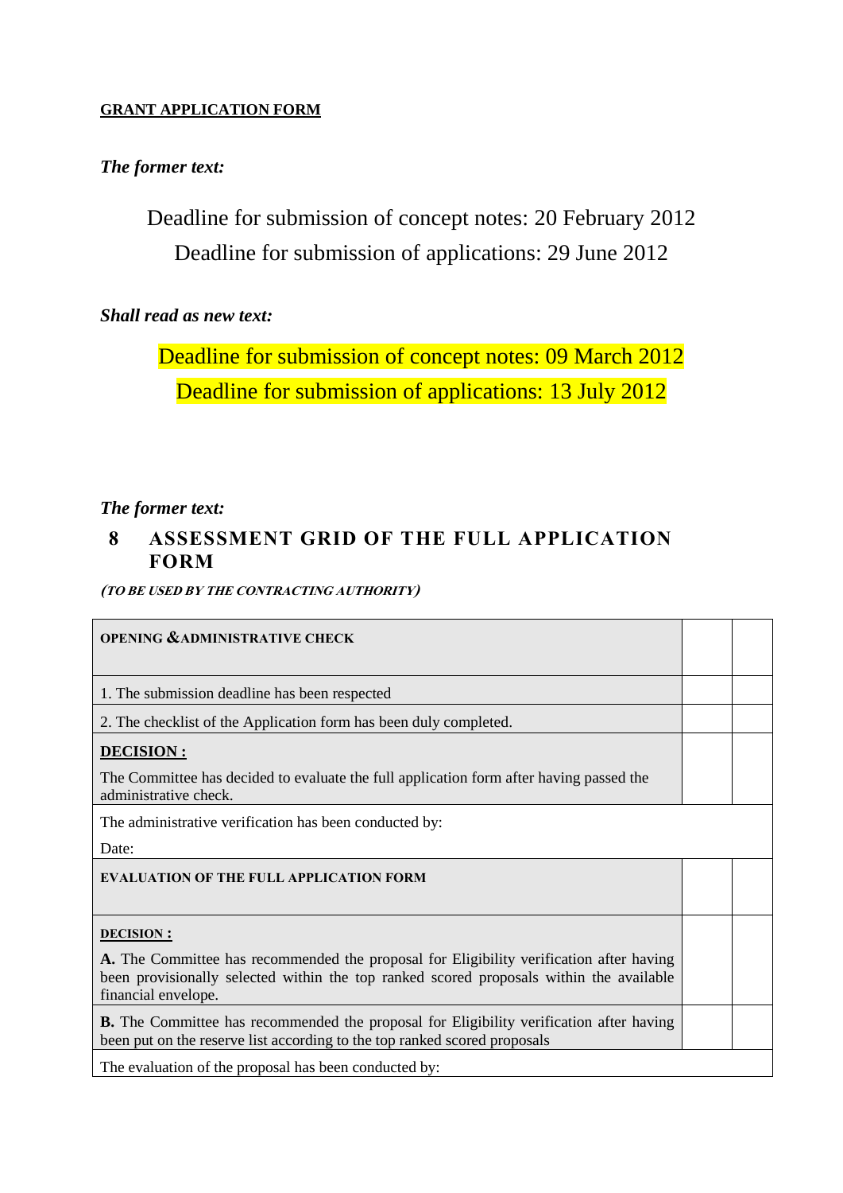**GRANT APPLICATION FORM**

***The former text:***

Deadline for submission of concept notes: 20 February 2012

Deadline for submission of applications: 29 June 2012

***Shall read as new text:***

Deadline for submission of concept notes: 09 March 2012

Deadline for submission of applications: 13 July 2012

***The former text:***

## 8 ASSESSMENT GRID OF THE FULL APPLICATION FORM

***(TO BE USED BY THE CONTRACTING AUTHORITY)***

| **OPENING & ADMINISTRATIVE CHECK** | | |
|---|---|---|
| 1. The submission deadline has been respected | | |
| 2. The checklist of the Application form has been duly completed. | | |
| **DECISION :** The Committee has decided to evaluate the full application form after having passed the administrative check. | | |
| The administrative verification has been conducted by: Date: | | |
| **EVALUATION OF THE FULL APPLICATION FORM** | | |
| **DECISION :** **A.** The Committee has recommended the proposal for Eligibility verification after having been provisionally selected within the top ranked scored proposals within the available financial envelope. | | |
| **B.** The Committee has recommended the proposal for Eligibility verification after having been put on the reserve list according to the top ranked scored proposals | | |
| The evaluation of the proposal has been conducted by: | | |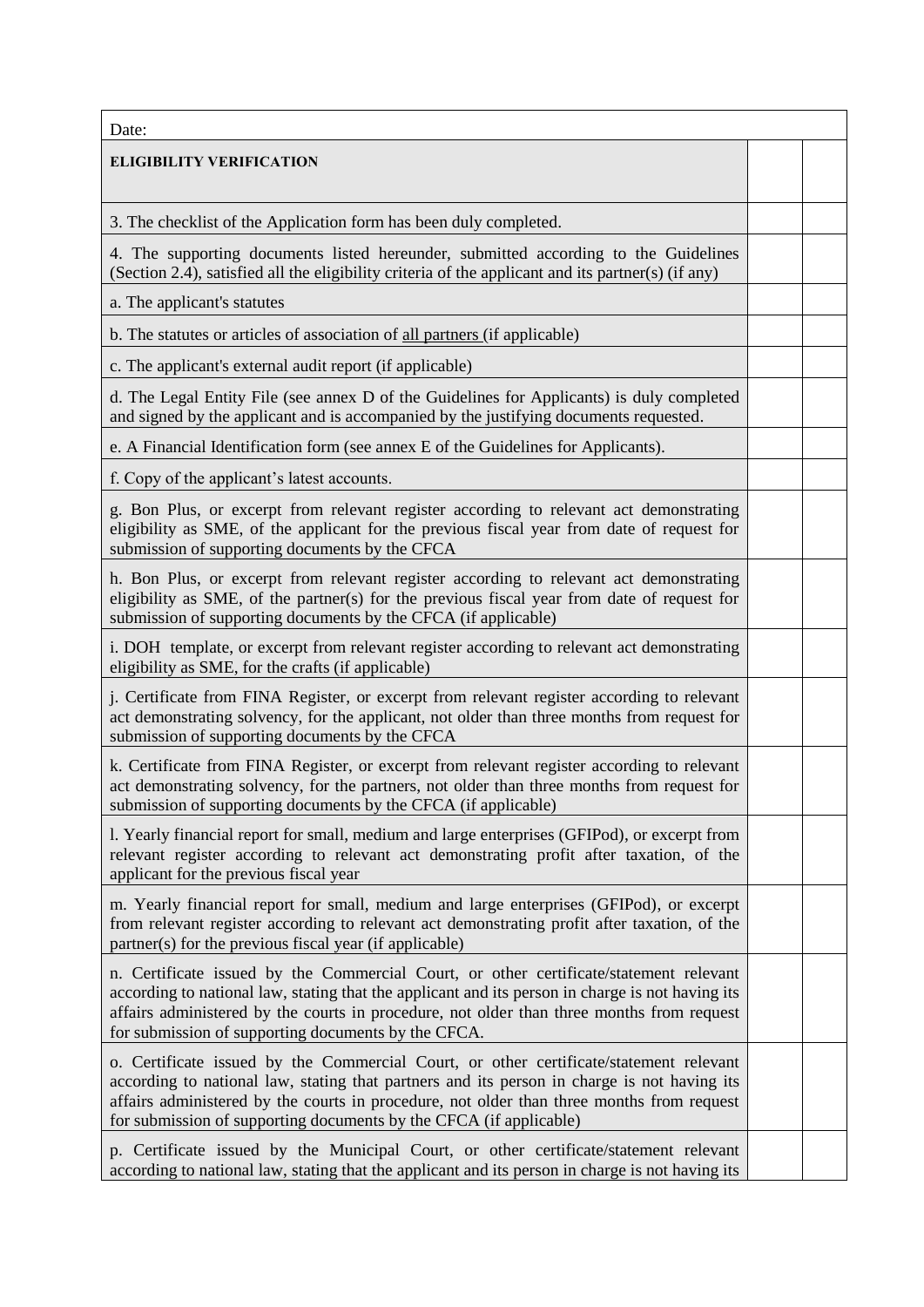| Date: | | |
|---|---|---|
| **ELIGIBILITY VERIFICATION** | | |
| 3. The checklist of the Application form has been duly completed. | | |
| 4. The supporting documents listed hereunder, submitted according to the Guidelines (Section 2.4), satisfied all the eligibility criteria of the applicant and its partner(s) (if any) | | |
| a. The applicant's statutes | | |
| b. The statutes or articles of association of <u>all partners</u> (if applicable) | | |
| c. The applicant's external audit report (if applicable) | | |
| d. The Legal Entity File (see annex D of the Guidelines for Applicants) is duly completed and signed by the applicant and is accompanied by the justifying documents requested. | | |
| e. A Financial Identification form (see annex E of the Guidelines for Applicants). | | |
| f. Copy of the applicant's latest accounts. | | |
| g. Bon Plus, or excerpt from relevant register according to relevant act demonstrating eligibility as SME, of the applicant for the previous fiscal year from date of request for submission of supporting documents by the CFCA | | |
| h. Bon Plus, or excerpt from relevant register according to relevant act demonstrating eligibility as SME, of the partner(s) for the previous fiscal year from date of request for submission of supporting documents by the CFCA (if applicable) | | |
| i. DOH template, or excerpt from relevant register according to relevant act demonstrating eligibility as SME, for the crafts (if applicable) | | |
| j. Certificate from FINA Register, or excerpt from relevant register according to relevant act demonstrating solvency, for the applicant, not older than three months from request for submission of supporting documents by the CFCA | | |
| k. Certificate from FINA Register, or excerpt from relevant register according to relevant act demonstrating solvency, for the partners, not older than three months from request for submission of supporting documents by the CFCA (if applicable) | | |
| l. Yearly financial report for small, medium and large enterprises (GFIPod), or excerpt from relevant register according to relevant act demonstrating profit after taxation, of the applicant for the previous fiscal year | | |
| m. Yearly financial report for small, medium and large enterprises (GFIPod), or excerpt from relevant register according to relevant act demonstrating profit after taxation, of the partner(s) for the previous fiscal year (if applicable) | | |
| n. Certificate issued by the Commercial Court, or other certificate/statement relevant according to national law, stating that the applicant and its person in charge is not having its affairs administered by the courts in procedure, not older than three months from request for submission of supporting documents by the CFCA. | | |
| o. Certificate issued by the Commercial Court, or other certificate/statement relevant according to national law, stating that partners and its person in charge is not having its affairs administered by the courts in procedure, not older than three months from request for submission of supporting documents by the CFCA (if applicable) | | |
| p. Certificate issued by the Municipal Court, or other certificate/statement relevant according to national law, stating that the applicant and its person in charge is not having its | | |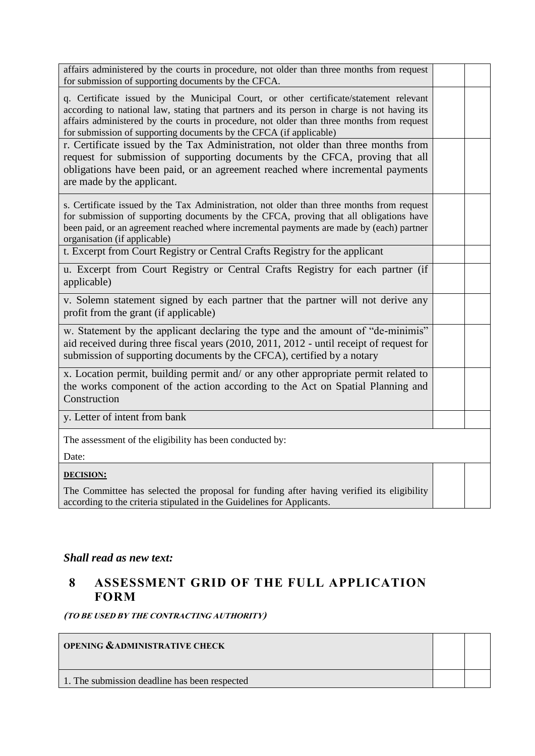| | | |
|---|---|---|
| affairs administered by the courts in procedure, not older than three months from request for submission of supporting documents by the CFCA. | | |
| q. Certificate issued by the Municipal Court, or other certificate/statement relevant according to national law, stating that partners and its person in charge is not having its affairs administered by the courts in procedure, not older than three months from request for submission of supporting documents by the CFCA (if applicable) | | |
| r. Certificate issued by the Tax Administration, not older than three months from request for submission of supporting documents by the CFCA, proving that all obligations have been paid, or an agreement reached where incremental payments are made by the applicant. | | |
| s. Certificate issued by the Tax Administration, not older than three months from request for submission of supporting documents by the CFCA, proving that all obligations have been paid, or an agreement reached where incremental payments are made by (each) partner organisation (if applicable) | | |
| t. Excerpt from Court Registry or Central Crafts Registry for the applicant | | |
| u. Excerpt from Court Registry or Central Crafts Registry for each partner (if applicable) | | |
| v. Solemn statement signed by each partner that the partner will not derive any profit from the grant (if applicable) | | |
| w. Statement by the applicant declaring the type and the amount of "de-minimis" aid received during three fiscal years (2010, 2011, 2012 - until receipt of request for submission of supporting documents by the CFCA), certified by a notary | | |
| x. Location permit, building permit and/ or any other appropriate permit related to the works component of the action according to the Act on Spatial Planning and Construction | | |
| y. Letter of intent from bank | | |
| The assessment of the eligibility has been conducted by:<br><br>Date: | | |
| **DECISION:**<br><br>The Committee has selected the proposal for funding after having verified its eligibility according to the criteria stipulated in the Guidelines for Applicants. | | |

***Shall read as new text:***

## 8 ASSESSMENT GRID OF THE FULL APPLICATION FORM

***(TO BE USED BY THE CONTRACTING AUTHORITY)***

| | | |
|---|---|---|
| **OPENING & ADMINISTRATIVE CHECK** | | |
| 1. The submission deadline has been respected | | |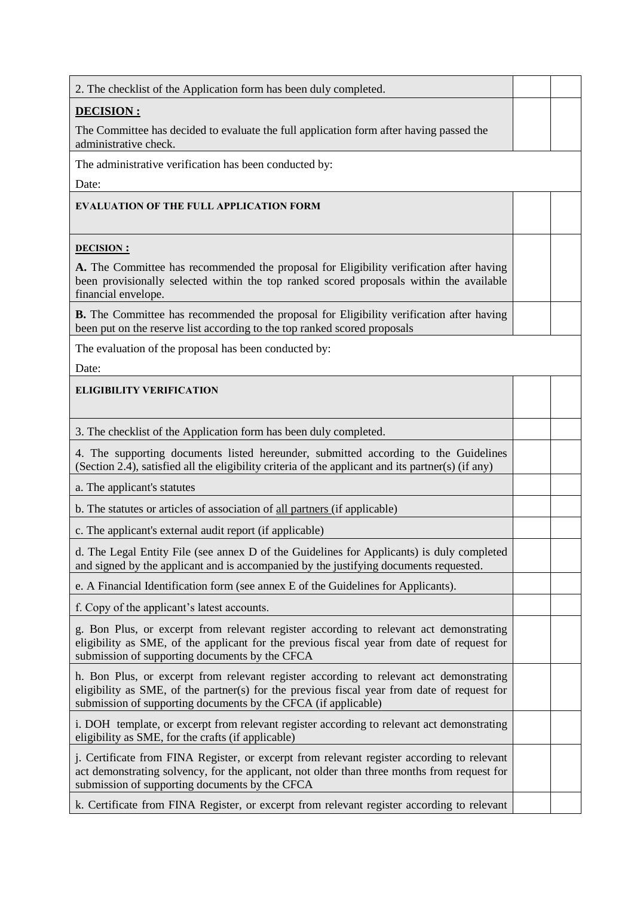| | | |
|---|---|---|
| 2. The checklist of the Application form has been duly completed. | | |
| **<u>DECISION :</u>**<br>The Committee has decided to evaluate the full application form after having passed the administrative check. | | |
| The administrative verification has been conducted by:<br>Date: | | |
| **EVALUATION OF THE FULL APPLICATION FORM** | | |
| **<u>DECISION :</u>**<br>**A.** The Committee has recommended the proposal for Eligibility verification after having been provisionally selected within the top ranked scored proposals within the available financial envelope. | | |
| **B.** The Committee has recommended the proposal for Eligibility verification after having been put on the reserve list according to the top ranked scored proposals | | |
| The evaluation of the proposal has been conducted by:<br>Date: | | |
| **ELIGIBILITY VERIFICATION** | | |
| 3. The checklist of the Application form has been duly completed. | | |
| 4. The supporting documents listed hereunder, submitted according to the Guidelines (Section 2.4), satisfied all the eligibility criteria of the applicant and its partner(s) (if any) | | |
| a. The applicant's statutes | | |
| b. The statutes or articles of association of <u>all partners</u> (if applicable) | | |
| c. The applicant's external audit report (if applicable) | | |
| d. The Legal Entity File (see annex D of the Guidelines for Applicants) is duly completed and signed by the applicant and is accompanied by the justifying documents requested. | | |
| e. A Financial Identification form (see annex E of the Guidelines for Applicants). | | |
| f. Copy of the applicant's latest accounts. | | |
| g. Bon Plus, or excerpt from relevant register according to relevant act demonstrating eligibility as SME, of the applicant for the previous fiscal year from date of request for submission of supporting documents by the CFCA | | |
| h. Bon Plus, or excerpt from relevant register according to relevant act demonstrating eligibility as SME, of the partner(s) for the previous fiscal year from date of request for submission of supporting documents by the CFCA (if applicable) | | |
| i. DOH template, or excerpt from relevant register according to relevant act demonstrating eligibility as SME, for the crafts (if applicable) | | |
| j. Certificate from FINA Register, or excerpt from relevant register according to relevant act demonstrating solvency, for the applicant, not older than three months from request for submission of supporting documents by the CFCA | | |
| k. Certificate from FINA Register, or excerpt from relevant register according to relevant | | |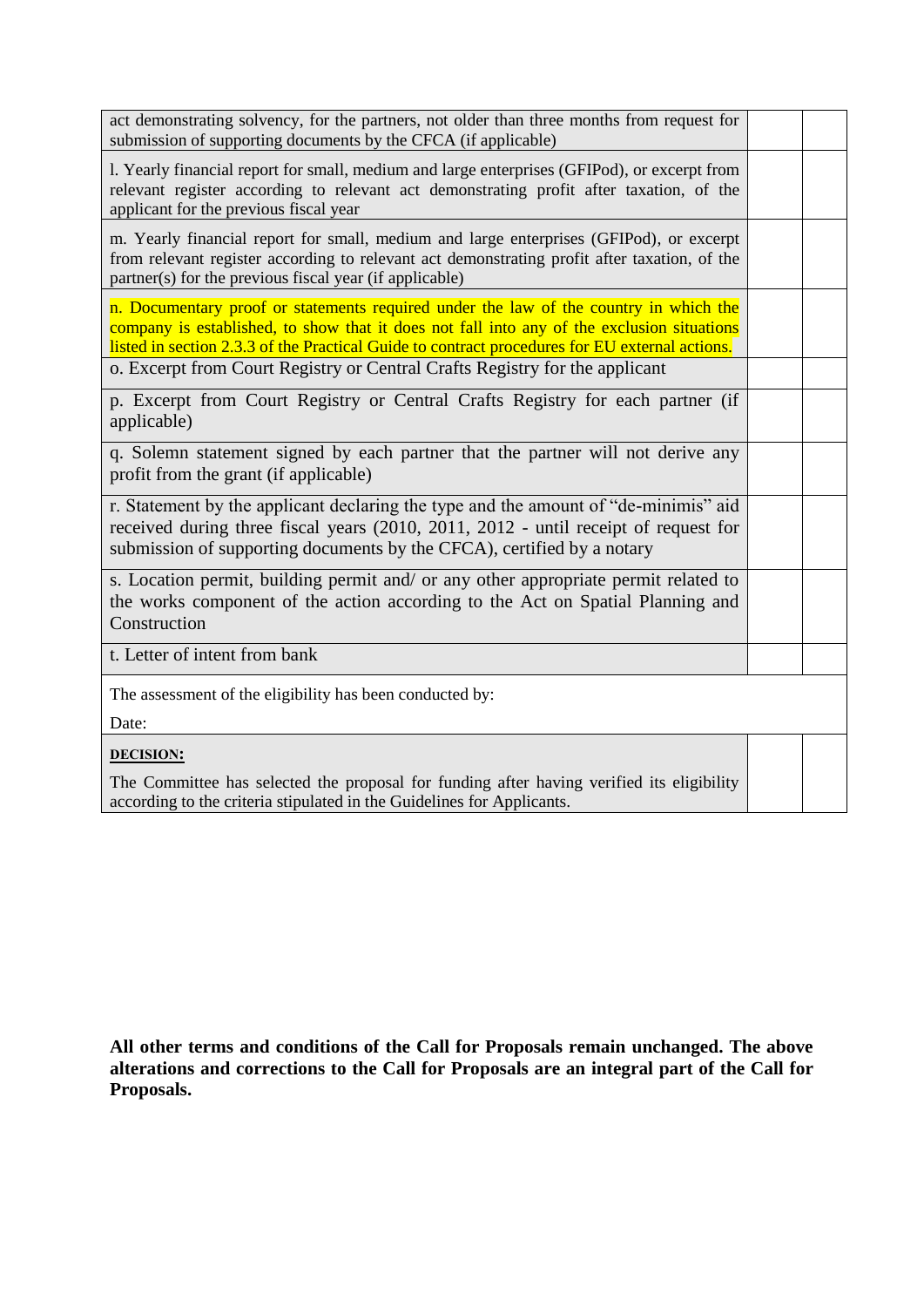| | | |
|---|---|---|
| act demonstrating solvency, for the partners, not older than three months from request for submission of supporting documents by the CFCA (if applicable) | | |
| l. Yearly financial report for small, medium and large enterprises (GFIPod), or excerpt from relevant register according to relevant act demonstrating profit after taxation, of the applicant for the previous fiscal year | | |
| m. Yearly financial report for small, medium and large enterprises (GFIPod), or excerpt from relevant register according to relevant act demonstrating profit after taxation, of the partner(s) for the previous fiscal year (if applicable) | | |
| n. Documentary proof or statements required under the law of the country in which the company is established, to show that it does not fall into any of the exclusion situations listed in section 2.3.3 of the Practical Guide to contract procedures for EU external actions. | | |
| o. Excerpt from Court Registry or Central Crafts Registry for the applicant | | |
| p. Excerpt from Court Registry or Central Crafts Registry for each partner (if applicable) | | |
| q. Solemn statement signed by each partner that the partner will not derive any profit from the grant (if applicable) | | |
| r. Statement by the applicant declaring the type and the amount of "de-minimis" aid received during three fiscal years (2010, 2011, 2012 - until receipt of request for submission of supporting documents by the CFCA), certified by a notary | | |
| s. Location permit, building permit and/ or any other appropriate permit related to the works component of the action according to the Act on Spatial Planning and Construction | | |
| t. Letter of intent from bank | | |
| The assessment of the eligibility has been conducted by:<br><br>Date: | | |
| **DECISION:**<br><br>The Committee has selected the proposal for funding after having verified its eligibility according to the criteria stipulated in the Guidelines for Applicants. | | |

**All other terms and conditions of the Call for Proposals remain unchanged. The above alterations and corrections to the Call for Proposals are an integral part of the Call for Proposals.**